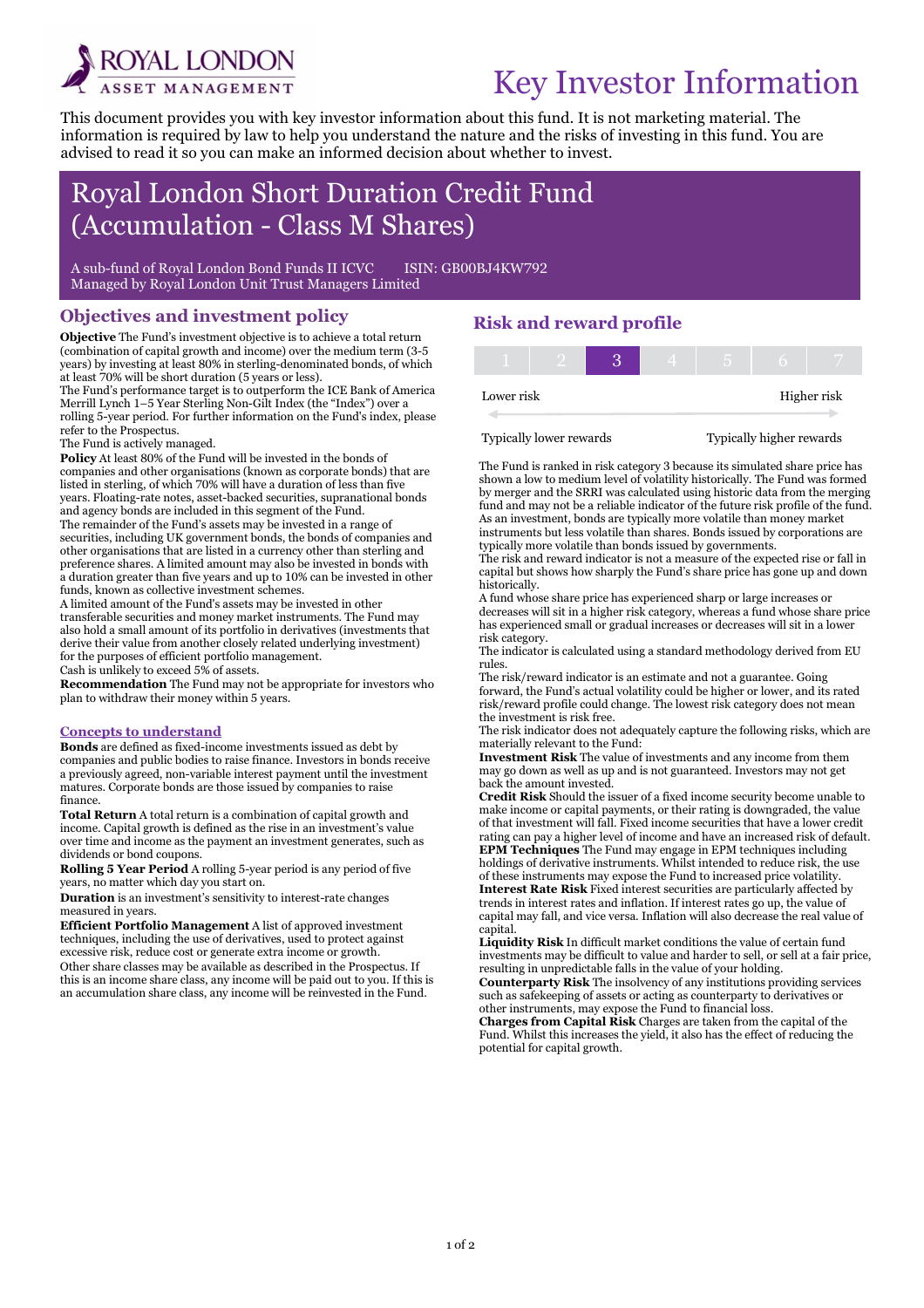ROYAL LONDON ASSET MANAGEMENT

# Key Investor Information

This document provides you with key investor information about this fund. It is not marketing material. The information is required by law to help you understand the nature and the risks of investing in this fund. You are advised to read it so you can make an informed decision about whether to invest.

# Royal London Short Duration Credit Fund (Accumulation - Class M Shares)

A sub-fund of Royal London Bond Funds II ICVC ISIN: GB00BJ4KW792
Managed by Royal London Unit Trust Managers Limited

## Objectives and investment policy

**Objective** The Fund's investment objective is to achieve a total return (combination of capital growth and income) over the medium term (3-5 years) by investing at least 80% in sterling-denominated bonds, of which at least 70% will be short duration (5 years or less).

The Fund's performance target is to outperform the ICE Bank of America Merrill Lynch 1–5 Year Sterling Non-Gilt Index (the "Index") over a rolling 5-year period. For further information on the Fund's index, please refer to the Prospectus.

The Fund is actively managed.

**Policy** At least 80% of the Fund will be invested in the bonds of companies and other organisations (known as corporate bonds) that are listed in sterling, of which 70% will have a duration of less than five years. Floating-rate notes, asset-backed securities, supranational bonds and agency bonds are included in this segment of the Fund.

The remainder of the Fund's assets may be invested in a range of securities, including UK government bonds, the bonds of companies and other organisations that are listed in a currency other than sterling and preference shares. A limited amount may also be invested in bonds with a duration greater than five years and up to 10% can be invested in other funds, known as collective investment schemes.

A limited amount of the Fund's assets may be invested in other transferable securities and money market instruments. The Fund may also hold a small amount of its portfolio in derivatives (investments that derive their value from another closely related underlying investment) for the purposes of efficient portfolio management.

Cash is unlikely to exceed 5% of assets.

**Recommendation** The Fund may not be appropriate for investors who plan to withdraw their money within 5 years.

### Concepts to understand

**Bonds** are defined as fixed-income investments issued as debt by companies and public bodies to raise finance. Investors in bonds receive a previously agreed, non-variable interest payment until the investment matures. Corporate bonds are those issued by companies to raise finance.

**Total Return** A total return is a combination of capital growth and income. Capital growth is defined as the rise in an investment's value over time and income as the payment an investment generates, such as dividends or bond coupons.

**Rolling 5 Year Period** A rolling 5-year period is any period of five years, no matter which day you start on.

**Duration** is an investment's sensitivity to interest-rate changes measured in years.

**Efficient Portfolio Management** A list of approved investment techniques, including the use of derivatives, used to protect against excessive risk, reduce cost or generate extra income or growth.

Other share classes may be available as described in the Prospectus. If this is an income share class, any income will be paid out to you. If this is an accumulation share class, any income will be reinvested in the Fund.

## Risk and reward profile

| 1 | 2 | **3** | 4 | 5 | 6 | 7 |
|---|---|---|---|---|---|---|

Lower risk — Higher risk

Typically lower rewards — Typically higher rewards

The Fund is ranked in risk category 3 because its simulated share price has shown a low to medium level of volatility historically. The Fund was formed by merger and the SRRI was calculated using historic data from the merging fund and may not be a reliable indicator of the future risk profile of the fund. As an investment, bonds are typically more volatile than money market instruments but less volatile than shares. Bonds issued by corporations are typically more volatile than bonds issued by governments.

The risk and reward indicator is not a measure of the expected rise or fall in capital but shows how sharply the Fund's share price has gone up and down historically.

A fund whose share price has experienced sharp or large increases or decreases will sit in a higher risk category, whereas a fund whose share price has experienced small or gradual increases or decreases will sit in a lower risk category.

The indicator is calculated using a standard methodology derived from EU rules.

The risk/reward indicator is an estimate and not a guarantee. Going forward, the Fund's actual volatility could be higher or lower, and its rated risk/reward profile could change. The lowest risk category does not mean the investment is risk free.

The risk indicator does not adequately capture the following risks, which are materially relevant to the Fund:

**Investment Risk** The value of investments and any income from them may go down as well as up and is not guaranteed. Investors may not get back the amount invested.

**Credit Risk** Should the issuer of a fixed income security become unable to make income or capital payments, or their rating is downgraded, the value of that investment will fall. Fixed income securities that have a lower credit rating can pay a higher level of income and have an increased risk of default.

**EPM Techniques** The Fund may engage in EPM techniques including holdings of derivative instruments. Whilst intended to reduce risk, the use of these instruments may expose the Fund to increased price volatility.

**Interest Rate Risk** Fixed interest securities are particularly affected by trends in interest rates and inflation. If interest rates go up, the value of capital may fall, and vice versa. Inflation will also decrease the real value of capital.

**Liquidity Risk** In difficult market conditions the value of certain fund investments may be difficult to value and harder to sell, or sell at a fair price, resulting in unpredictable falls in the value of your holding.

**Counterparty Risk** The insolvency of any institutions providing services such as safekeeping of assets or acting as counterparty to derivatives or other instruments, may expose the Fund to financial loss.

**Charges from Capital Risk** Charges are taken from the capital of the Fund. Whilst this increases the yield, it also has the effect of reducing the potential for capital growth.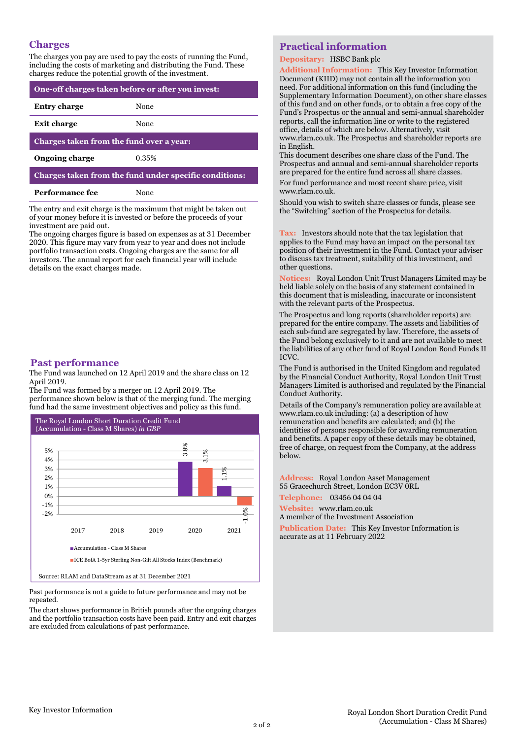## Charges

The charges you pay are used to pay the costs of running the Fund, including the costs of marketing and distributing the Fund. These charges reduce the potential growth of the investment.

| One-off charges taken before or after you invest: | |
|---|---|
| **Entry charge** | None |
| **Exit charge** | None |
| **Charges taken from the fund over a year:** | |
| **Ongoing charge** | 0.35% |
| **Charges taken from the fund under specific conditions:** | |
| **Performance fee** | None |

The entry and exit charge is the maximum that might be taken out of your money before it is invested or before the proceeds of your investment are paid out.

The ongoing charges figure is based on expenses as at 31 December 2020. This figure may vary from year to year and does not include portfolio transaction costs. Ongoing charges are the same for all investors. The annual report for each financial year will include details on the exact charges made.

## Past performance

The Fund was launched on 12 April 2019 and the share class on 12 April 2019.

The Fund was formed by a merger on 12 April 2019. The performance shown below is that of the merging fund. The merging fund had the same investment objectives and policy as this fund.

The Royal London Short Duration Credit Fund (Accumulation - Class M Shares) *in GBP*

5%
4%
3%
2%
1%
0%
-1%
-2%

3.8%
3.1%
1.1%
-1.0%

2017
2018
2019
2020
2021

Accumulation - Class M Shares
ICE BofA 1-5yr Sterling Non-Gilt All Stocks Index (Benchmark)

Source: RLAM and DataStream as at 31 December 2021

Past performance is not a guide to future performance and may not be repeated.

The chart shows performance in British pounds after the ongoing charges and the portfolio transaction costs have been paid. Entry and exit charges are excluded from calculations of past performance.

## Practical information

**Depositary:** HSBC Bank plc

**Additional Information:** This Key Investor Information Document (KIID) may not contain all the information you need. For additional information on this fund (including the Supplementary Information Document), on other share classes of this fund and on other funds, or to obtain a free copy of the Fund's Prospectus or the annual and semi-annual shareholder reports, call the information line or write to the registered office, details of which are below. Alternatively, visit www.rlam.co.uk. The Prospectus and shareholder reports are in English.

This document describes one share class of the Fund. The Prospectus and annual and semi-annual shareholder reports are prepared for the entire fund across all share classes.

For fund performance and most recent share price, visit www.rlam.co.uk.

Should you wish to switch share classes or funds, please see the "Switching" section of the Prospectus for details.

**Tax:** Investors should note that the tax legislation that applies to the Fund may have an impact on the personal tax position of their investment in the Fund. Contact your adviser to discuss tax treatment, suitability of this investment, and other questions.

**Notices:** Royal London Unit Trust Managers Limited may be held liable solely on the basis of any statement contained in this document that is misleading, inaccurate or inconsistent with the relevant parts of the Prospectus.

The Prospectus and long reports (shareholder reports) are prepared for the entire company. The assets and liabilities of each sub-fund are segregated by law. Therefore, the assets of the Fund belong exclusively to it and are not available to meet the liabilities of any other fund of Royal London Bond Funds II ICVC.

The Fund is authorised in the United Kingdom and regulated by the Financial Conduct Authority, Royal London Unit Trust Managers Limited is authorised and regulated by the Financial Conduct Authority.

Details of the Company's remuneration policy are available at www.rlam.co.uk including: (a) a description of how remuneration and benefits are calculated; and (b) the identities of persons responsible for awarding remuneration and benefits. A paper copy of these details may be obtained, free of charge, on request from the Company, at the address below.

**Address:** Royal London Asset Management
55 Gracechurch Street, London EC3V 0RL

**Telephone:** 03456 04 04 04

**Website:** www.rlam.co.uk
A member of the Investment Association

**Publication Date:** This Key Investor Information is accurate as at 11 February 2022